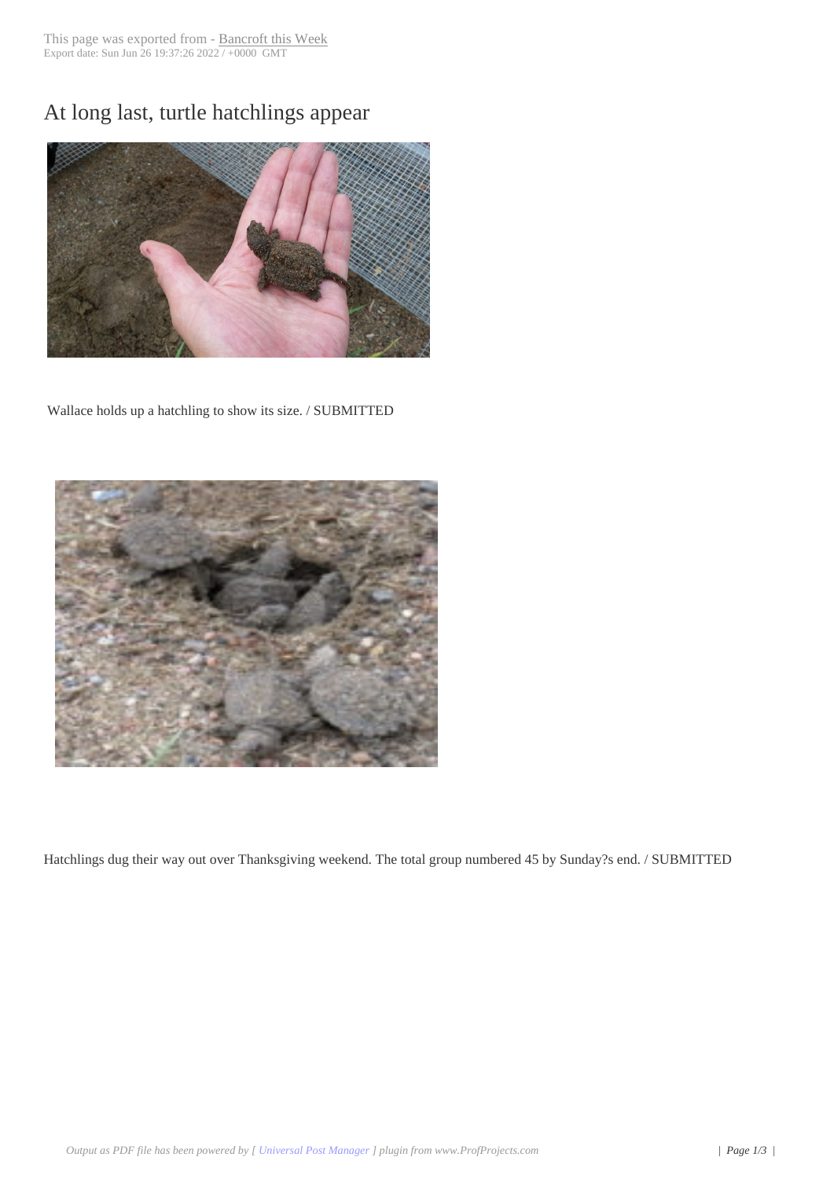# At long last, turtle hatchlings appear

Wallace holds up a hatchling to show its size. / SUBMITTED

Hatchlings dug their way out over Thanksgiving weekend. The total group numbered 45 by Sunday?s end. / SUBMITTED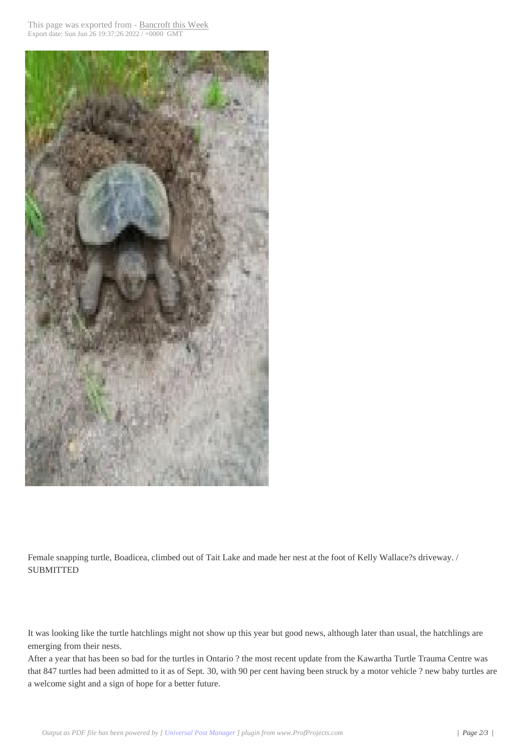Female snapping turtle, Boadicea, climbed out of Tait Lake and made her nest at the foot of Kelly Wallace?s driveway. / SUBMITTED

It was looking like the turtle hatchlings might not show up this year but good news, although later than usual, the hatchlings are emerging from their nests.

After a year that has been so bad for the turtles in Ontario ? the most recent update from the Kawartha Turtle Trauma Centre was that 847 turtles had been admitted to it as of Sept. 30, with 90 per cent having been struck by a motor vehicle ? new baby turtles are a welcome sight and a sign of hope for a better future.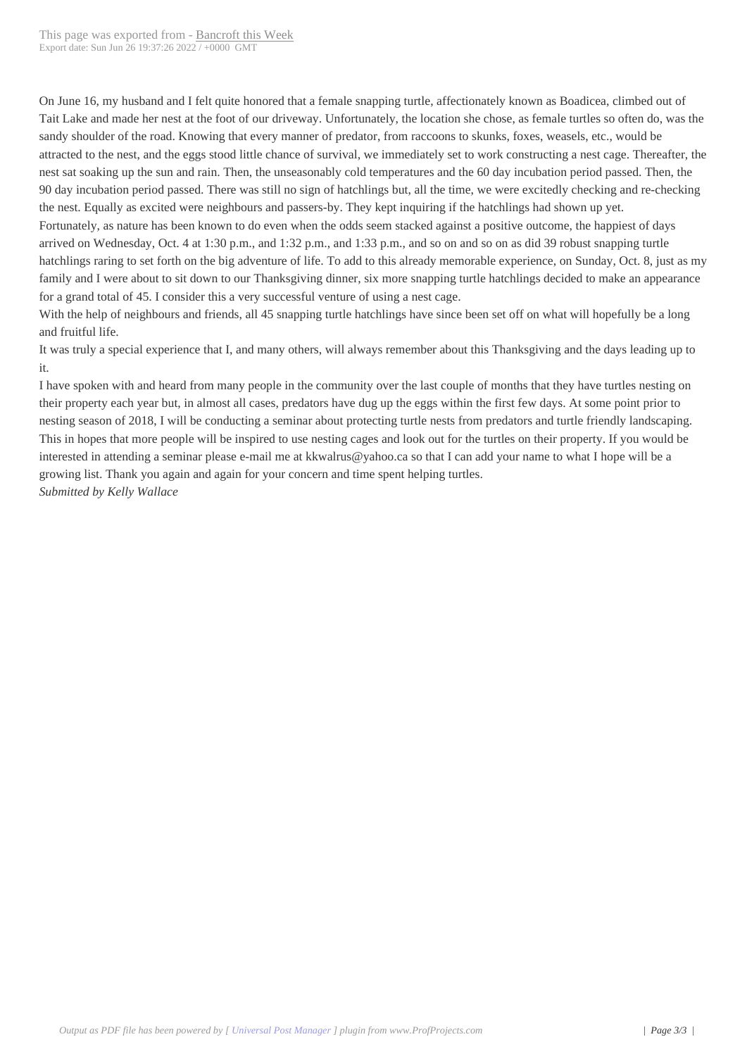On June 16, my husband and I felt quite honored that a female snapping turtle, affectionately known as Boadicea, climbed out of Tait Lake and made her nest at the foot of our driveway. Unfortunately, the location she chose, as female turtles so often do, was the sandy shoulder of the road. Knowing that every manner of predator, from raccoons to skunks, foxes, weasels, etc., would be attracted to the nest, and the eggs stood little chance of survival, we immediately set to work constructing a nest cage. Thereafter, the nest sat soaking up the sun and rain. Then, the unseasonably cold temperatures and the 60 day incubation period passed. Then, the 90 day incubation period passed. There was still no sign of hatchlings but, all the time, we were excitedly checking and re-checking the nest. Equally as excited were neighbours and passers-by. They kept inquiring if the hatchlings had shown up yet.

Fortunately, as nature has been known to do even when the odds seem stacked against a positive outcome, the happiest of days arrived on Wednesday, Oct. 4 at 1:30 p.m., and 1:32 p.m., and 1:33 p.m., and so on and so on as did 39 robust snapping turtle hatchlings raring to set forth on the big adventure of life. To add to this already memorable experience, on Sunday, Oct. 8, just as my family and I were about to sit down to our Thanksgiving dinner, six more snapping turtle hatchlings decided to make an appearance for a grand total of 45. I consider this a very successful venture of using a nest cage.

With the help of neighbours and friends, all 45 snapping turtle hatchlings have since been set off on what will hopefully be a long and fruitful life.

It was truly a special experience that I, and many others, will always remember about this Thanksgiving and the days leading up to it.

I have spoken with and heard from many people in the community over the last couple of months that they have turtles nesting on their property each year but, in almost all cases, predators have dug up the eggs within the first few days. At some point prior to nesting season of 2018, I will be conducting a seminar about protecting turtle nests from predators and turtle friendly landscaping. This in hopes that more people will be inspired to use nesting cages and look out for the turtles on their property. If you would be interested in attending a seminar please e-mail me at kkwalrus@yahoo.ca so that I can add your name to what I hope will be a growing list. Thank you again and again for your concern and time spent helping turtles.

*Submitted by Kelly Wallace*